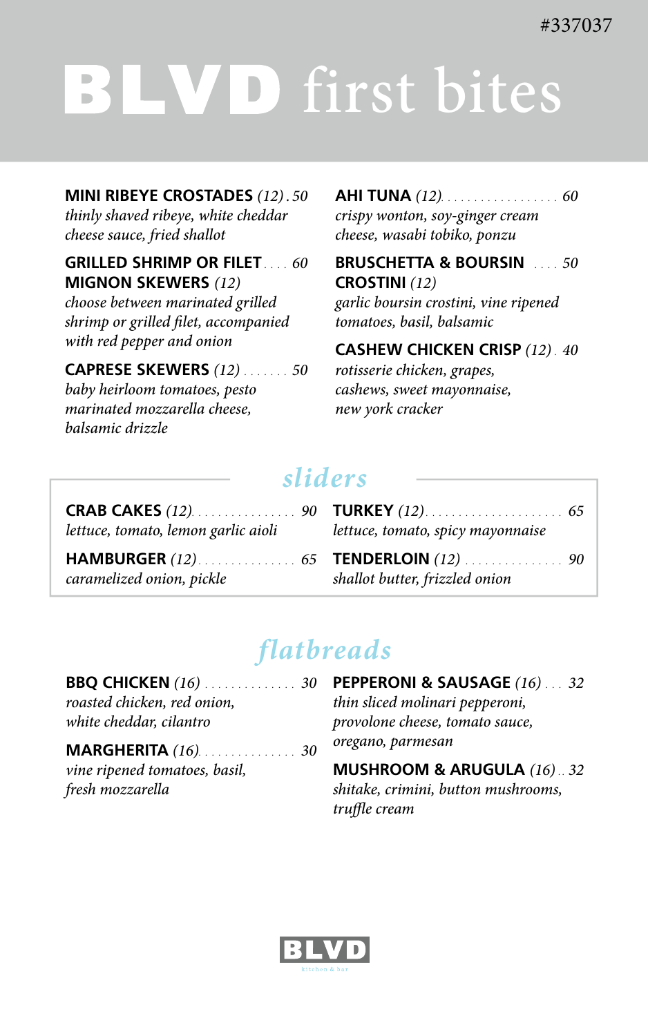#337037

# BLVD first bites

**MINI RIBEYE CROSTADES** *(12)* . *50*
*thinly shaved ribeye, white cheddar cheese sauce, fried shallot*

**GRILLED SHRIMP OR FILET MIGNON SKEWERS** *(12)* . . . . *60*
*choose between marinated grilled shrimp or grilled filet, accompanied with red pepper and onion*

**CAPRESE SKEWERS** *(12)* . . . . . . . *50*
*baby heirloom tomatoes, pesto marinated mozzarella cheese, balsamic drizzle*

**AHI TUNA** *(12)* . . . . . . . . . . . . . . . . . *60*
*crispy wonton, soy-ginger cream cheese, wasabi tobiko, ponzu*

**BRUSCHETTA & BOURSIN CROSTINI** *(12)* . . . . *50*
*garlic boursin crostini, vine ripened tomatoes, basil, balsamic*

**CASHEW CHICKEN CRISP** *(12)* . *40*
*rotisserie chicken, grapes, cashews, sweet mayonnaise, new york cracker*

## sliders

**CRAB CAKES** *(12)* . . . . . . . . . . . . . . . . *90*
*lettuce, tomato, lemon garlic aioli*

**HAMBURGER** *(12)* . . . . . . . . . . . . . . . *65*
*caramelized onion, pickle*

**TURKEY** *(12)* . . . . . . . . . . . . . . . . . . . . . *65*
*lettuce, tomato, spicy mayonnaise*

**TENDERLOIN** *(12)* . . . . . . . . . . . . . . . *90*
*shallot butter, frizzled onion*

## flatbreads

**BBQ CHICKEN** *(16)* . . . . . . . . . . . . . . *30*
*roasted chicken, red onion, white cheddar, cilantro*

**MARGHERITA** *(16)* . . . . . . . . . . . . . . . *30*
*vine ripened tomatoes, basil, fresh mozzarella*

**PEPPERONI & SAUSAGE** *(16)* . . . *32*
*thin sliced molinari pepperoni, provolone cheese, tomato sauce, oregano, parmesan*

**MUSHROOM & ARUGULA** *(16)* . . *32*
*shitake, crimini, button mushrooms, truffle cream*

BLVD
kitchen & bar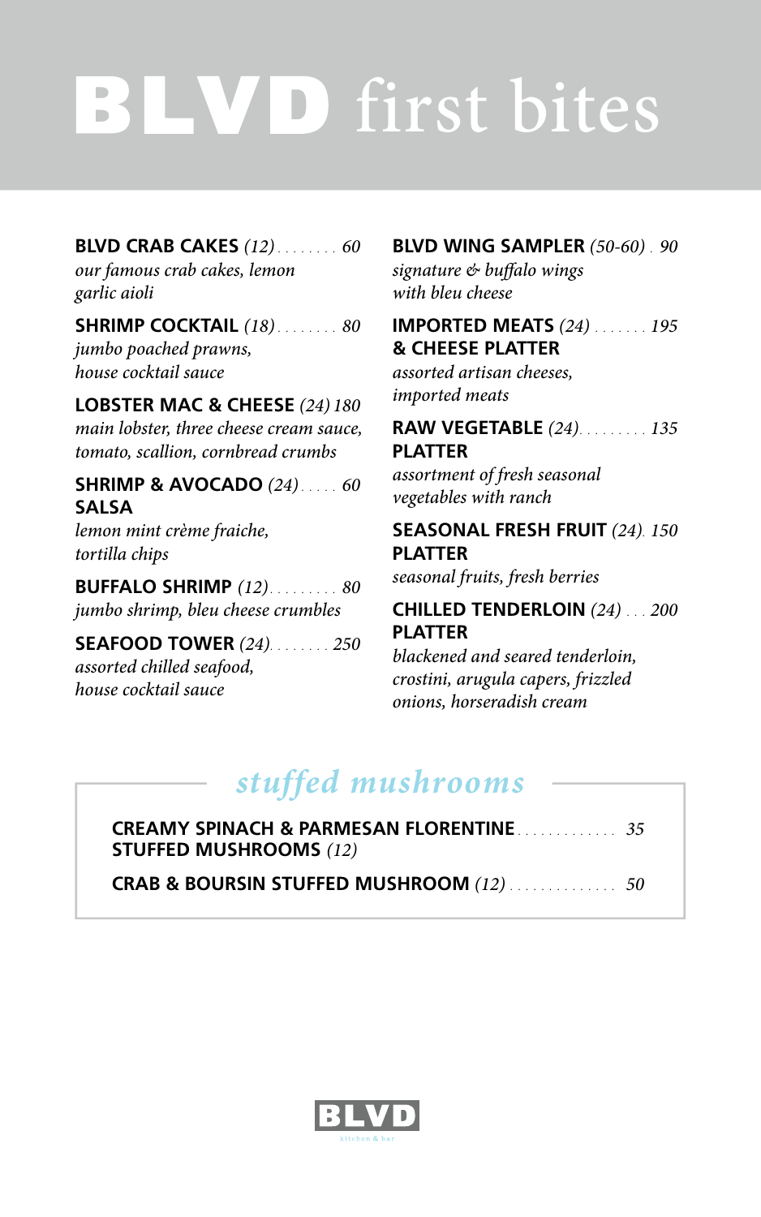# BLVD first bites

**BLVD CRAB CAKES** *(12)* . . . . . . . . *60*
*our famous crab cakes, lemon garlic aioli*

**SHRIMP COCKTAIL** *(18)* . . . . . . . . *80*
*jumbo poached prawns, house cocktail sauce*

**LOBSTER MAC & CHEESE** *(24) 180*
*main lobster, three cheese cream sauce, tomato, scallion, cornbread crumbs*

**SHRIMP & AVOCADO SALSA** *(24)* . . . . . *60*
*lemon mint crème fraiche, tortilla chips*

**BUFFALO SHRIMP** *(12)* . . . . . . . . . *80*
*jumbo shrimp, bleu cheese crumbles*

**SEAFOOD TOWER** *(24)* . . . . . . . . *250*
*assorted chilled seafood, house cocktail sauce*

**BLVD WING SAMPLER** *(50-60)* . *90*
*signature & buffalo wings with bleu cheese*

**IMPORTED MEATS & CHEESE PLATTER** *(24)* . . . . . . . *195*
*assorted artisan cheeses, imported meats*

**RAW VEGETABLE PLATTER** *(24)* . . . . . . . . . *135*
*assortment of fresh seasonal vegetables with ranch*

**SEASONAL FRESH FRUIT PLATTER** *(24)* . *150*
*seasonal fruits, fresh berries*

**CHILLED TENDERLOIN PLATTER** *(24)* . . . *200*
*blackened and seared tenderloin, crostini, arugula capers, frizzled onions, horseradish cream*

## *stuffed mushrooms*

**CREAMY SPINACH & PARMESAN FLORENTINE STUFFED MUSHROOMS** *(12)* . . . . . . . . . . . . . *35*

**CRAB & BOURSIN STUFFED MUSHROOM** *(12)* . . . . . . . . . . . . . . *50*

BLVD
kitchen & bar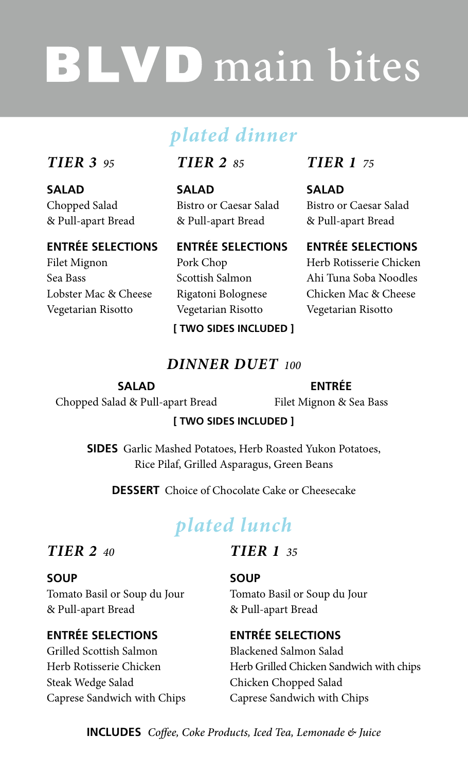# BLVD main bites

## plated dinner

### *TIER 3* *95*

**SALAD**
Chopped Salad
& Pull-apart Bread

**ENTRÉE SELECTIONS**
Filet Mignon
Sea Bass
Lobster Mac & Cheese
Vegetarian Risotto

### *TIER 2* *85*

**SALAD**
Bistro or Caesar Salad
& Pull-apart Bread

**ENTRÉE SELECTIONS**
Pork Chop
Scottish Salmon
Rigatoni Bolognese
Vegetarian Risotto

### *TIER 1* *75*

**SALAD**
Bistro or Caesar Salad
& Pull-apart Bread

**ENTRÉE SELECTIONS**
Herb Rotisserie Chicken
Ahi Tuna Soba Noodles
Chicken Mac & Cheese
Vegetarian Risotto

**[ TWO SIDES INCLUDED ]**

### *DINNER DUET* *100*

**SALAD**
Chopped Salad & Pull-apart Bread

**ENTRÉE**
Filet Mignon & Sea Bass

**[ TWO SIDES INCLUDED ]**

**SIDES** Garlic Mashed Potatoes, Herb Roasted Yukon Potatoes, Rice Pilaf, Grilled Asparagus, Green Beans

**DESSERT** Choice of Chocolate Cake or Cheesecake

## plated lunch

### *TIER 2* *40*

**SOUP**
Tomato Basil or Soup du Jour
& Pull-apart Bread

**ENTRÉE SELECTIONS**
Grilled Scottish Salmon
Herb Rotisserie Chicken
Steak Wedge Salad
Caprese Sandwich with Chips

### *TIER 1* *35*

**SOUP**
Tomato Basil or Soup du Jour
& Pull-apart Bread

**ENTRÉE SELECTIONS**
Blackened Salmon Salad
Herb Grilled Chicken Sandwich with chips
Chicken Chopped Salad
Caprese Sandwich with Chips

**INCLUDES** *Coffee, Coke Products, Iced Tea, Lemonade & Juice*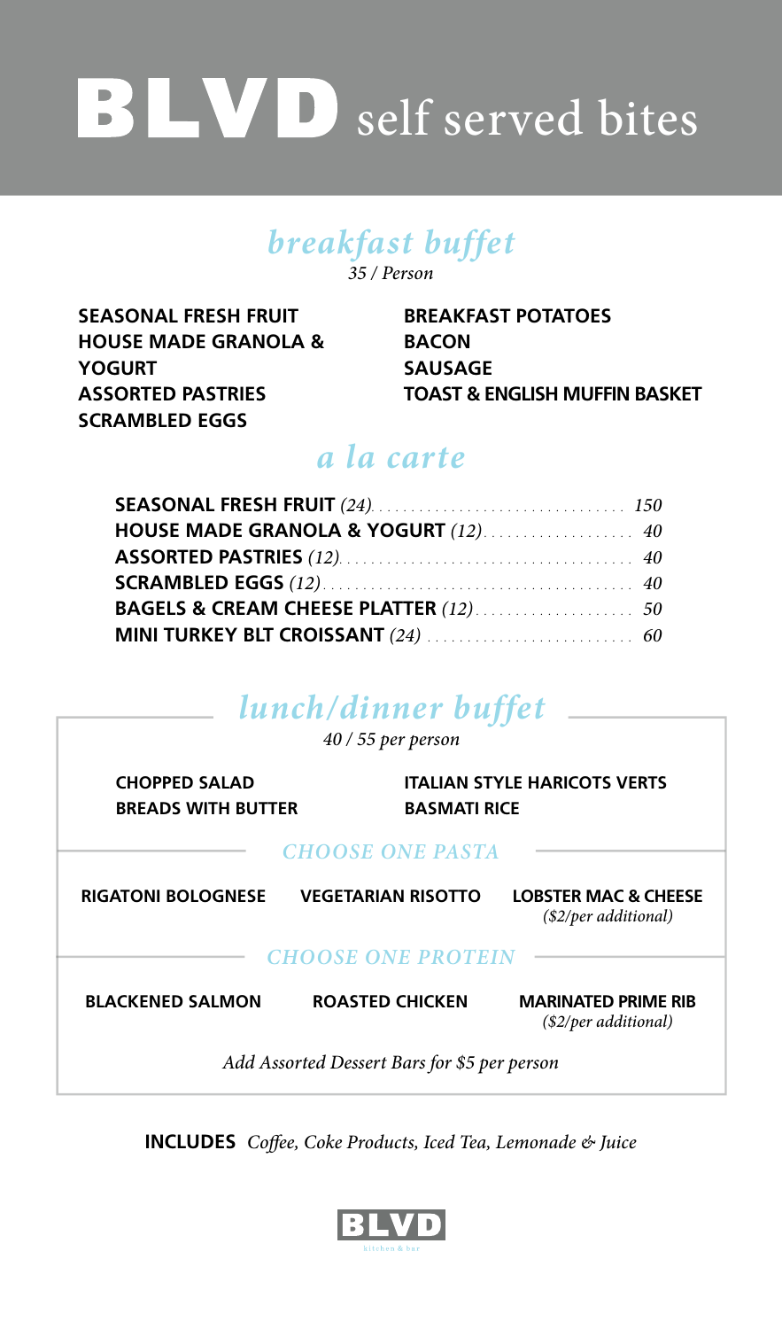# BLVD self served bites

## *breakfast buffet*

*35 / Person*

**SEASONAL FRESH FRUIT**
**HOUSE MADE GRANOLA & YOGURT**
**ASSORTED PASTRIES**
**SCRAMBLED EGGS**
**BREAKFAST POTATOES**
**BACON**
**SAUSAGE**
**TOAST & ENGLISH MUFFIN BASKET**

## *a la carte*

| | |
|---|---|
| **SEASONAL FRESH FRUIT** *(24)* | *150* |
| **HOUSE MADE GRANOLA & YOGURT** *(12)* | *40* |
| **ASSORTED PASTRIES** *(12)* | *40* |
| **SCRAMBLED EGGS** *(12)* | *40* |
| **BAGELS & CREAM CHEESE PLATTER** *(12)* | *50* |
| **MINI TURKEY BLT CROISSANT** *(24)* | *60* |

## *lunch/dinner buffet*

*40 / 55 per person*

**CHOPPED SALAD**
**BREADS WITH BUTTER**
**ITALIAN STYLE HARICOTS VERTS**
**BASMATI RICE**

### *CHOOSE ONE PASTA*

**RIGATONI BOLOGNESE**
**VEGETARIAN RISOTTO**
**LOBSTER MAC & CHEESE** *($2/per additional)*

### *CHOOSE ONE PROTEIN*

**BLACKENED SALMON**
**ROASTED CHICKEN**
**MARINATED PRIME RIB** *($2/per additional)*

*Add Assorted Dessert Bars for $5 per person*

**INCLUDES** *Coffee, Coke Products, Iced Tea, Lemonade & Juice*

BLVD kitchen & bar